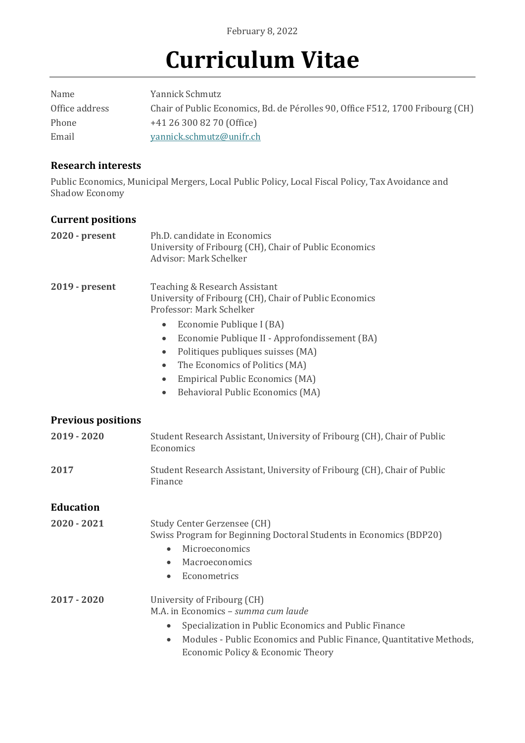February 8, 2022

# Curriculum Vitae

| | |
|---|---|
| Name | Yannick Schmutz |
| Office address | Chair of Public Economics, Bd. de Pérolles 90, Office F512, 1700 Fribourg (CH) |
| Phone | +41 26 300 82 70 (Office) |
| Email | yannick.schmutz@unifr.ch |

### Research interests

Public Economics, Municipal Mergers, Local Public Policy, Local Fiscal Policy, Tax Avoidance and Shadow Economy

### Current positions

**2020 - present**

Ph.D. candidate in Economics
University of Fribourg (CH), Chair of Public Economics
Advisor: Mark Schelker

**2019 - present**

Teaching & Research Assistant
University of Fribourg (CH), Chair of Public Economics
Professor: Mark Schelker

- Economie Publique I (BA)
- Economie Publique II - Approfondissement (BA)
- Politiques publiques suisses (MA)
- The Economics of Politics (MA)
- Empirical Public Economics (MA)
- Behavioral Public Economics (MA)

### Previous positions

**2019 - 2020**

Student Research Assistant, University of Fribourg (CH), Chair of Public Economics

**2017**

Student Research Assistant, University of Fribourg (CH), Chair of Public Finance

### Education

**2020 - 2021**

Study Center Gerzensee (CH)
Swiss Program for Beginning Doctoral Students in Economics (BDP20)

- Microeconomics
- Macroeconomics
- Econometrics

**2017 - 2020**

University of Fribourg (CH)
M.A. in Economics – *summa cum laude*

- Specialization in Public Economics and Public Finance
- Modules - Public Economics and Public Finance, Quantitative Methods, Economic Policy & Economic Theory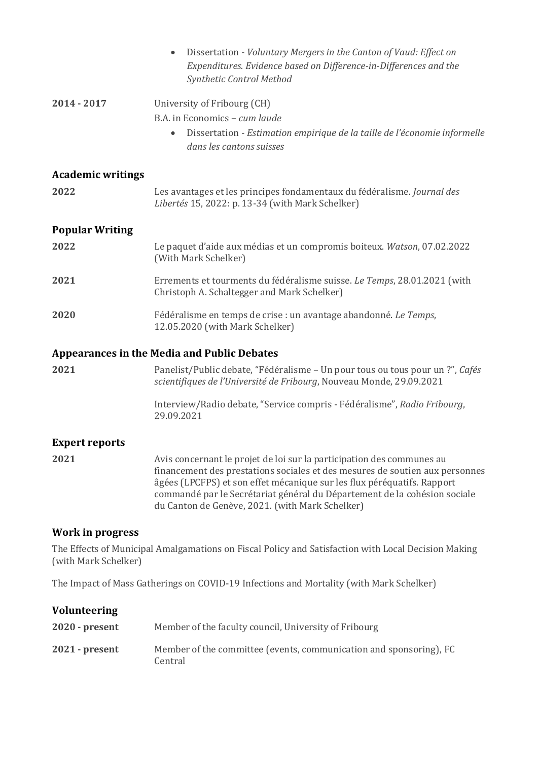- Dissertation - *Voluntary Mergers in the Canton of Vaud: Effect on Expenditures. Evidence based on Difference-in-Differences and the Synthetic Control Method*

**2014 - 2017** University of Fribourg (CH)

B.A. in Economics – *cum laude*

- Dissertation - *Estimation empirique de la taille de l'économie informelle dans les cantons suisses*

## Academic writings

**2022** Les avantages et les principes fondamentaux du fédéralisme. *Journal des Libertés* 15, 2022: p. 13-34 (with Mark Schelker)

## Popular Writing

**2022** Le paquet d'aide aux médias et un compromis boiteux. *Watson*, 07.02.2022 (With Mark Schelker)

**2021** Errements et tourments du fédéralisme suisse. *Le Temps*, 28.01.2021 (with Christoph A. Schaltegger and Mark Schelker)

**2020** Fédéralisme en temps de crise : un avantage abandonné. *Le Temps*, 12.05.2020 (with Mark Schelker)

## Appearances in the Media and Public Debates

**2021** Panelist/Public debate, "Fédéralisme – Un pour tous ou tous pour un ?", *Cafés scientifiques de l'Université de Fribourg*, Nouveau Monde, 29.09.2021

Interview/Radio debate, "Service compris - Fédéralisme", *Radio Fribourg*, 29.09.2021

## Expert reports

**2021** Avis concernant le projet de loi sur la participation des communes au financement des prestations sociales et des mesures de soutien aux personnes âgées (LPCFPS) et son effet mécanique sur les flux péréquatifs. Rapport commandé par le Secrétariat général du Département de la cohésion sociale du Canton de Genève, 2021. (with Mark Schelker)

## Work in progress

The Effects of Municipal Amalgamations on Fiscal Policy and Satisfaction with Local Decision Making (with Mark Schelker)

The Impact of Mass Gatherings on COVID-19 Infections and Mortality (with Mark Schelker)

## Volunteering

**2020 - present** Member of the faculty council, University of Fribourg

**2021 - present** Member of the committee (events, communication and sponsoring), FC Central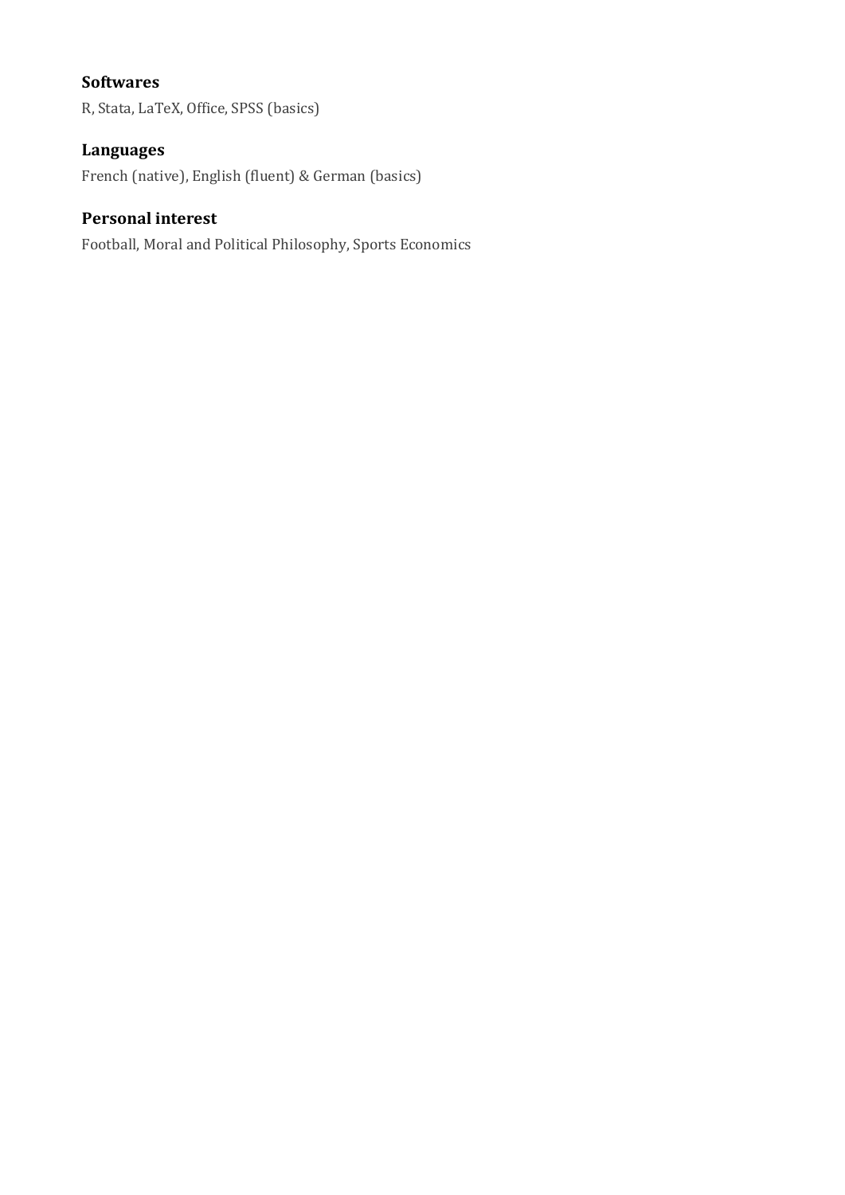### Softwares

R, Stata, LaTeX, Office, SPSS (basics)

### Languages

French (native), English (fluent) & German (basics)

### Personal interest

Football, Moral and Political Philosophy, Sports Economics